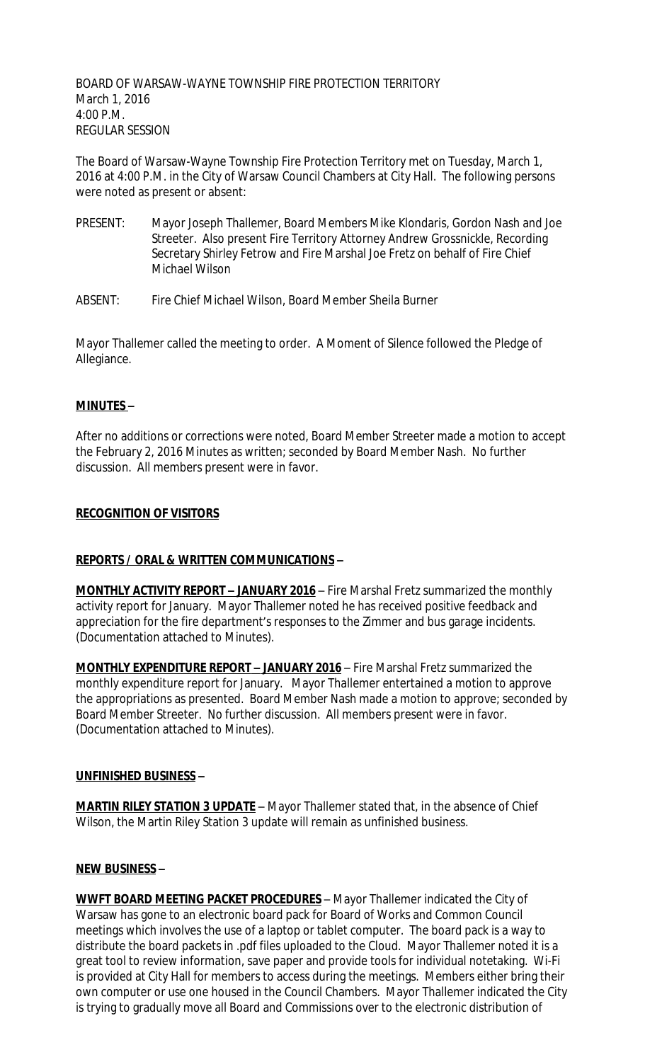BOARD OF WARSAW-WAYNE TOWNSHIP FIRE PROTECTION TERRITORY
March 1, 2016
4:00 P.M.
REGULAR SESSION

The Board of Warsaw-Wayne Township Fire Protection Territory met on Tuesday, March 1, 2016 at 4:00 P.M. in the City of Warsaw Council Chambers at City Hall. The following persons were noted as present or absent:

PRESENT: Mayor Joseph Thallemer, Board Members Mike Klondaris, Gordon Nash and Joe Streeter. Also present Fire Territory Attorney Andrew Grossnickle, Recording Secretary Shirley Fetrow and Fire Marshal Joe Fretz on behalf of Fire Chief Michael Wilson

ABSENT: Fire Chief Michael Wilson, Board Member Sheila Burner

Mayor Thallemer called the meeting to order. A Moment of Silence followed the Pledge of Allegiance.

**MINUTES –**

After no additions or corrections were noted, Board Member Streeter made a motion to accept the February 2, 2016 Minutes as written; seconded by Board Member Nash. No further discussion. All members present were in favor.

**RECOGNITION OF VISITORS**

**REPORTS / ORAL & WRITTEN COMMUNICATIONS –**

**MONTHLY ACTIVITY REPORT – JANUARY 2016** – Fire Marshal Fretz summarized the monthly activity report for January. Mayor Thallemer noted he has received positive feedback and appreciation for the fire department's responses to the Zimmer and bus garage incidents. (Documentation attached to Minutes).

**MONTHLY EXPENDITURE REPORT – JANUARY 2016** – Fire Marshal Fretz summarized the monthly expenditure report for January. Mayor Thallemer entertained a motion to approve the appropriations as presented. Board Member Nash made a motion to approve; seconded by Board Member Streeter. No further discussion. All members present were in favor. (Documentation attached to Minutes).

**UNFINISHED BUSINESS –**

**MARTIN RILEY STATION 3 UPDATE** – Mayor Thallemer stated that, in the absence of Chief Wilson, the Martin Riley Station 3 update will remain as unfinished business.

**NEW BUSINESS –**

**WWFT BOARD MEETING PACKET PROCEDURES** – Mayor Thallemer indicated the City of Warsaw has gone to an electronic board pack for Board of Works and Common Council meetings which involves the use of a laptop or tablet computer. The board pack is a way to distribute the board packets in .pdf files uploaded to the Cloud. Mayor Thallemer noted it is a great tool to review information, save paper and provide tools for individual notetaking. Wi-Fi is provided at City Hall for members to access during the meetings. Members either bring their own computer or use one housed in the Council Chambers. Mayor Thallemer indicated the City is trying to gradually move all Board and Commissions over to the electronic distribution of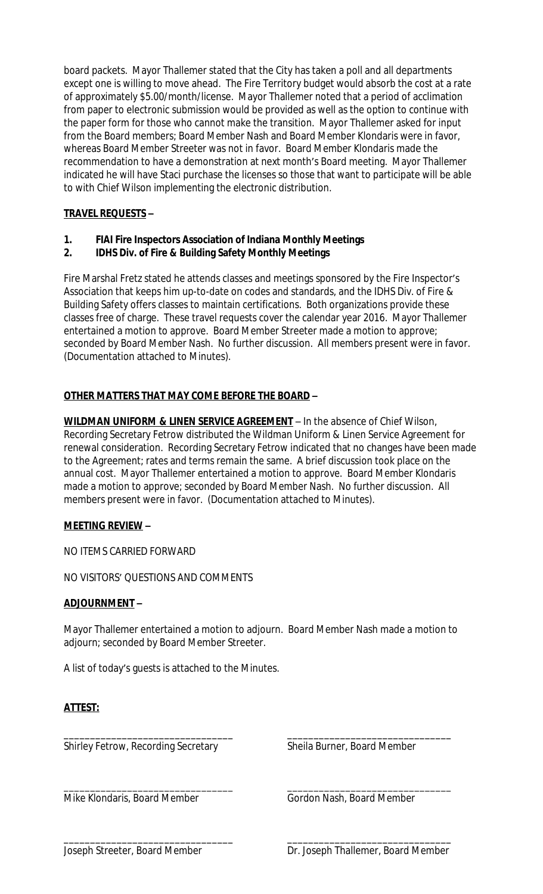board packets. Mayor Thallemer stated that the City has taken a poll and all departments except one is willing to move ahead. The Fire Territory budget would absorb the cost at a rate of approximately $5.00/month/license. Mayor Thallemer noted that a period of acclimation from paper to electronic submission would be provided as well as the option to continue with the paper form for those who cannot make the transition. Mayor Thallemer asked for input from the Board members; Board Member Nash and Board Member Klondaris were in favor, whereas Board Member Streeter was not in favor. Board Member Klondaris made the recommendation to have a demonstration at next month's Board meeting. Mayor Thallemer indicated he will have Staci purchase the licenses so those that want to participate will be able to with Chief Wilson implementing the electronic distribution.

**TRAVEL REQUESTS –**

1. **FIAI Fire Inspectors Association of Indiana Monthly Meetings**
2. **IDHS Div. of Fire & Building Safety Monthly Meetings**

Fire Marshal Fretz stated he attends classes and meetings sponsored by the Fire Inspector's Association that keeps him up-to-date on codes and standards, and the IDHS Div. of Fire & Building Safety offers classes to maintain certifications. Both organizations provide these classes free of charge. These travel requests cover the calendar year 2016. Mayor Thallemer entertained a motion to approve. Board Member Streeter made a motion to approve; seconded by Board Member Nash. No further discussion. All members present were in favor. (Documentation attached to Minutes).

**OTHER MATTERS THAT MAY COME BEFORE THE BOARD –**

**WILDMAN UNIFORM & LINEN SERVICE AGREEMENT** – In the absence of Chief Wilson, Recording Secretary Fetrow distributed the Wildman Uniform & Linen Service Agreement for renewal consideration. Recording Secretary Fetrow indicated that no changes have been made to the Agreement; rates and terms remain the same. A brief discussion took place on the annual cost. Mayor Thallemer entertained a motion to approve. Board Member Klondaris made a motion to approve; seconded by Board Member Nash. No further discussion. All members present were in favor. (Documentation attached to Minutes).

**MEETING REVIEW –**

NO ITEMS CARRIED FORWARD

NO VISITORS' QUESTIONS AND COMMENTS

**ADJOURNMENT –**

Mayor Thallemer entertained a motion to adjourn. Board Member Nash made a motion to adjourn; seconded by Board Member Streeter.

A list of today's guests is attached to the Minutes.

**ATTEST:**

| | |
|---|---|
| ______________________________ | ______________________________ |
| Shirley Fetrow, Recording Secretary | Sheila Burner, Board Member |
| ______________________________ | ______________________________ |
| Mike Klondaris, Board Member | Gordon Nash, Board Member |
| ______________________________ | ______________________________ |
| Joseph Streeter, Board Member | Dr. Joseph Thallemer, Board Member |